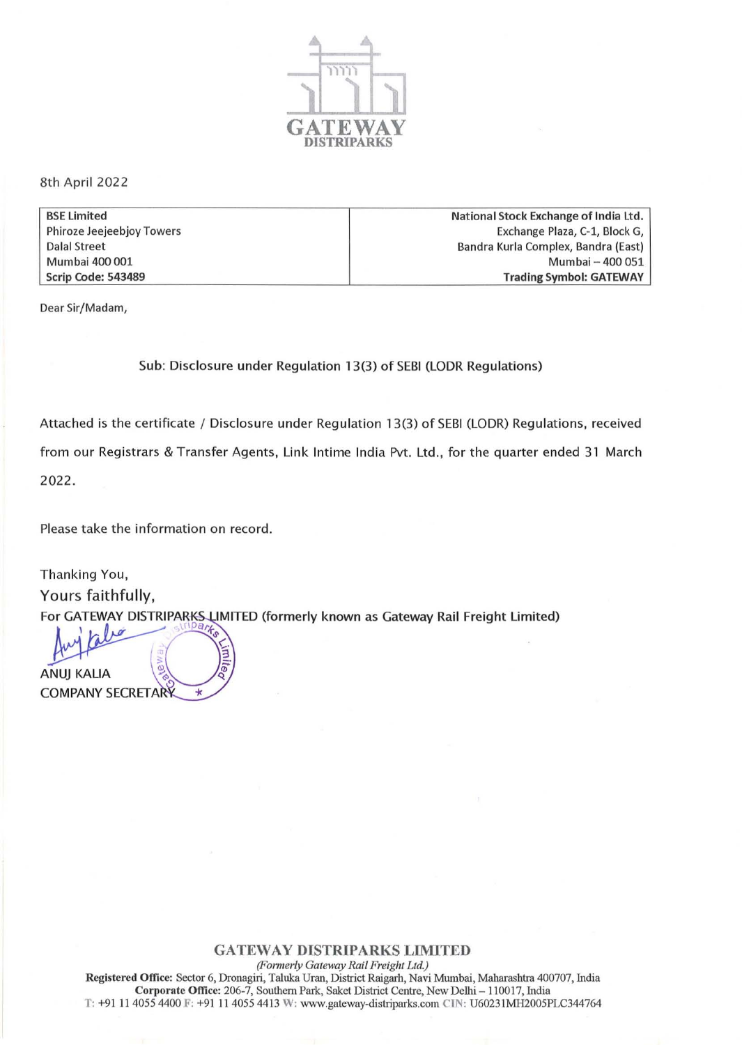GATEWAY DISTRIPARKS

8th April 2022

| BSE Limited<br>Phiroze Jeejeebjoy Towers<br>Dalal Street<br>Mumbai 400 001<br>**Scrip Code: 543489** | **National Stock Exchange of India Ltd.**<br>Exchange Plaza, C-1, Block G,<br>Bandra Kurla Complex, Bandra (East)<br>Mumbai – 400 051<br>**Trading Symbol: GATEWAY** |
|---|---|

Dear Sir/Madam,

Sub: Disclosure under Regulation 13(3) of SEBI (LODR Regulations)

Attached is the certificate / Disclosure under Regulation 13(3) of SEBI (LODR) Regulations, received from our Registrars & Transfer Agents, Link Intime India Pvt. Ltd., for the quarter ended 31 March 2022.

Please take the information on record.

Thanking You,

Yours faithfully,

For GATEWAY DISTRIPARKS LIMITED (formerly known as Gateway Rail Freight Limited)

ANUJ KALIA
COMPANY SECRETARY

**GATEWAY DISTRIPARKS LIMITED**
*(Formerly Gateway Rail Freight Ltd.)*
**Registered Office:** Sector 6, Dronagiri, Taluka Uran, District Raigarh, Navi Mumbai, Maharashtra 400707, India
**Corporate Office:** 206-7, Southern Park, Saket District Centre, New Delhi – 110017, India
T: +91 11 4055 4400 F: +91 11 4055 4413 W: www.gateway-distriparks.com CIN: U60231MH2005PLC344764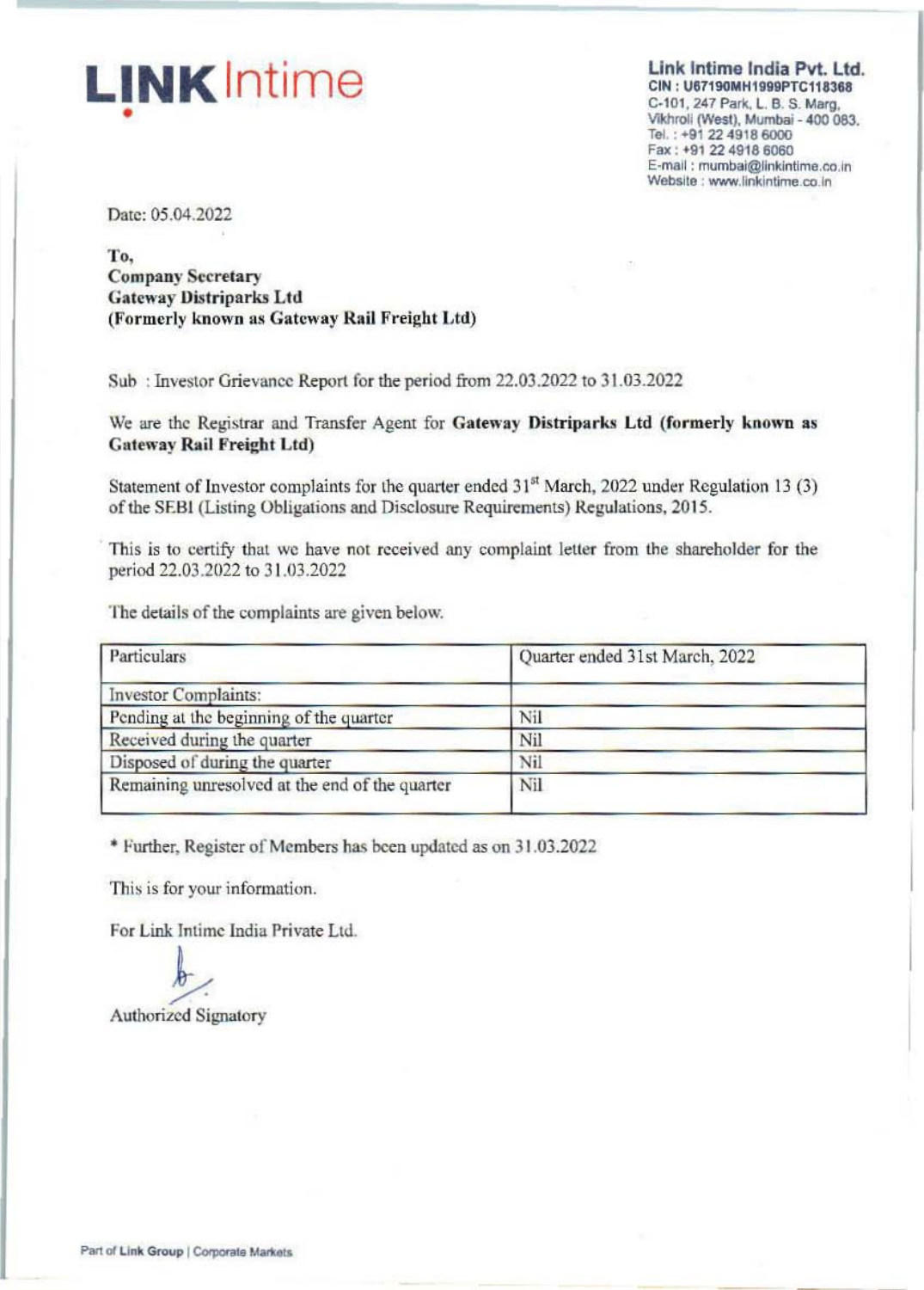**LINK Intime**

**Link Intime India Pvt. Ltd.**
**CIN : U67190MH1999PTC118368**
C-101, 247 Park, L. B. S. Marg,
Vikhroli (West), Mumbai - 400 083.
Tel. : +91 22 4918 6000
Fax : +91 22 4918 6060
E-mail : mumbai@linkintime.co.in
Website : www.linkintime.co.in

Date: 05.04.2022

**To,**
**Company Secretary**
**Gateway Distriparks Ltd**
**(Formerly known as Gateway Rail Freight Ltd)**

Sub : Investor Grievance Report for the period from 22.03.2022 to 31.03.2022

We are the Registrar and Transfer Agent for **Gateway Distriparks Ltd (formerly known as Gateway Rail Freight Ltd)**

Statement of Investor complaints for the quarter ended 31st March, 2022 under Regulation 13 (3) of the SEBI (Listing Obligations and Disclosure Requirements) Regulations, 2015.

This is to certify that we have not received any complaint letter from the shareholder for the period 22.03.2022 to 31.03.2022

The details of the complaints are given below.

| Particulars | Quarter ended 31st March, 2022 |
|---|---|
| Investor Complaints: | |
| Pending at the beginning of the quarter | Nil |
| Received during the quarter | Nil |
| Disposed of during the quarter | Nil |
| Remaining unresolved at the end of the quarter | Nil |

* Further, Register of Members has been updated as on 31.03.2022

This is for your information.

For Link Intime India Private Ltd.

Authorized Signatory

Part of **Link Group** | Corporate Markets